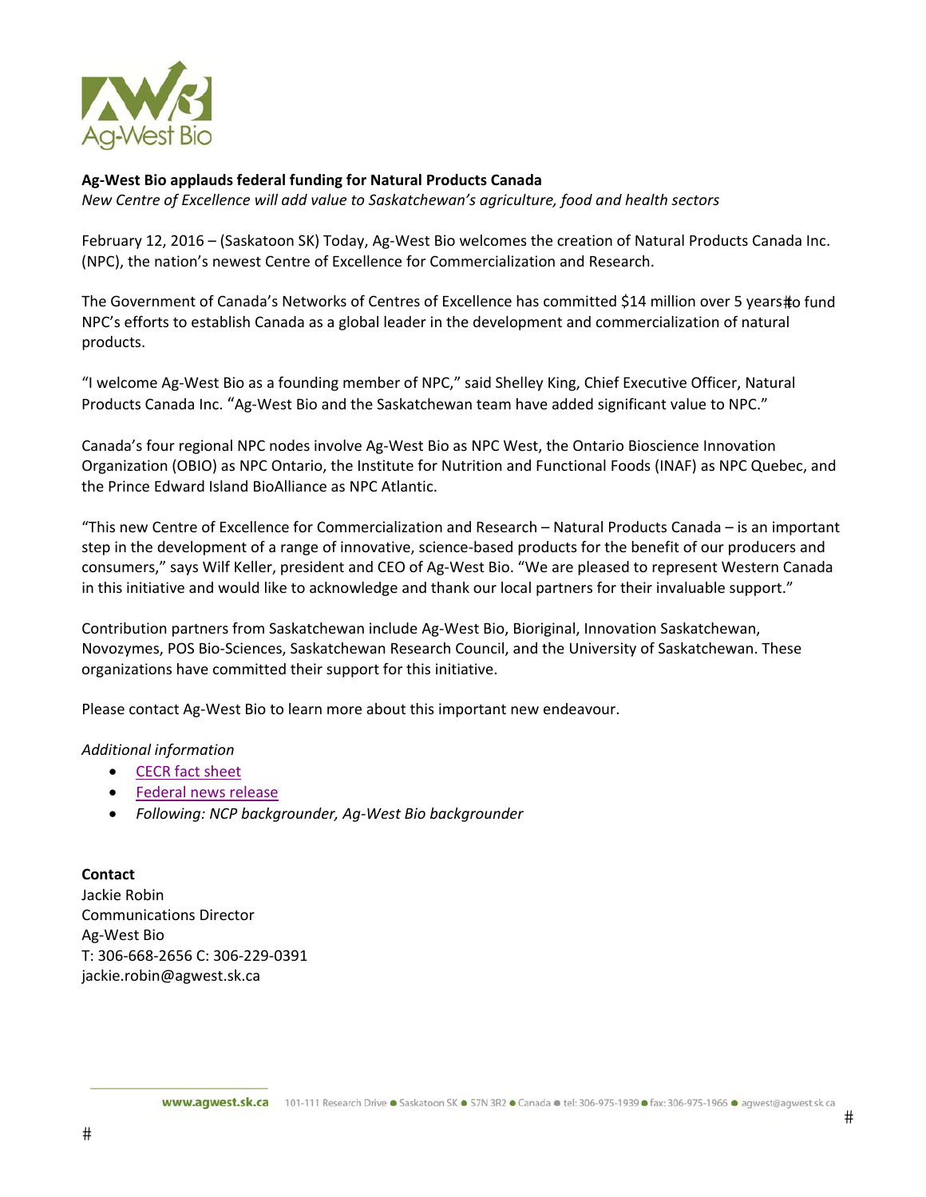**Ag-West Bio applauds federal funding for Natural Products Canada**

*New Centre of Excellence will add value to Saskatchewan's agriculture, food and health sectors*

February 12, 2016 – (Saskatoon SK) Today, Ag-West Bio welcomes the creation of Natural Products Canada Inc. (NPC), the nation's newest Centre of Excellence for Commercialization and Research.

The Government of Canada's Networks of Centres of Excellence has committed $14 million over 5 years to fund NPC's efforts to establish Canada as a global leader in the development and commercialization of natural products.

"I welcome Ag-West Bio as a founding member of NPC," said Shelley King, Chief Executive Officer, Natural Products Canada Inc. "Ag-West Bio and the Saskatchewan team have added significant value to NPC."

Canada's four regional NPC nodes involve Ag-West Bio as NPC West, the Ontario Bioscience Innovation Organization (OBIO) as NPC Ontario, the Institute for Nutrition and Functional Foods (INAF) as NPC Quebec, and the Prince Edward Island BioAlliance as NPC Atlantic.

"This new Centre of Excellence for Commercialization and Research – Natural Products Canada – is an important step in the development of a range of innovative, science-based products for the benefit of our producers and consumers," says Wilf Keller, president and CEO of Ag-West Bio. "We are pleased to represent Western Canada in this initiative and would like to acknowledge and thank our local partners for their invaluable support."

Contribution partners from Saskatchewan include Ag-West Bio, Bioriginal, Innovation Saskatchewan, Novozymes, POS Bio-Sciences, Saskatchewan Research Council, and the University of Saskatchewan. These organizations have committed their support for this initiative.

Please contact Ag-West Bio to learn more about this important new endeavour.

*Additional information*

- CECR fact sheet
- Federal news release
- *Following: NCP backgrounder, Ag-West Bio backgrounder*

**Contact**
Jackie Robin
Communications Director
Ag-West Bio
T: 306-668-2656 C: 306-229-0391
jackie.robin@agwest.sk.ca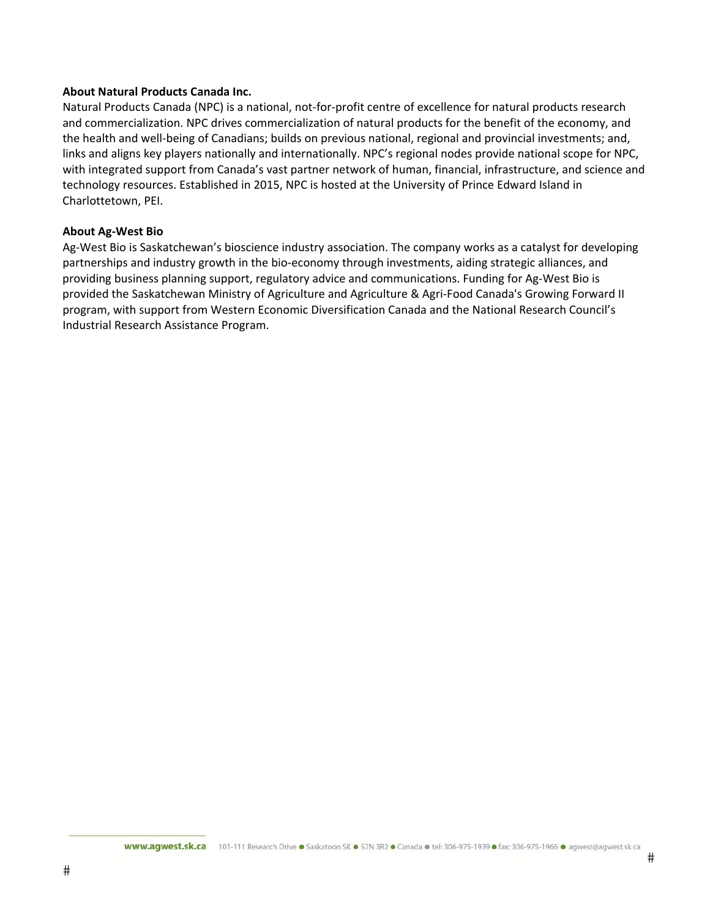**About Natural Products Canada Inc.**
Natural Products Canada (NPC) is a national, not-for-profit centre of excellence for natural products research and commercialization. NPC drives commercialization of natural products for the benefit of the economy, and the health and well-being of Canadians; builds on previous national, regional and provincial investments; and, links and aligns key players nationally and internationally. NPC's regional nodes provide national scope for NPC, with integrated support from Canada's vast partner network of human, financial, infrastructure, and science and technology resources. Established in 2015, NPC is hosted at the University of Prince Edward Island in Charlottetown, PEI.

**About Ag-West Bio**
Ag-West Bio is Saskatchewan's bioscience industry association. The company works as a catalyst for developing partnerships and industry growth in the bio-economy through investments, aiding strategic alliances, and providing business planning support, regulatory advice and communications. Funding for Ag-West Bio is provided the Saskatchewan Ministry of Agriculture and Agriculture & Agri-Food Canada's Growing Forward II program, with support from Western Economic Diversification Canada and the National Research Council's Industrial Research Assistance Program.

#